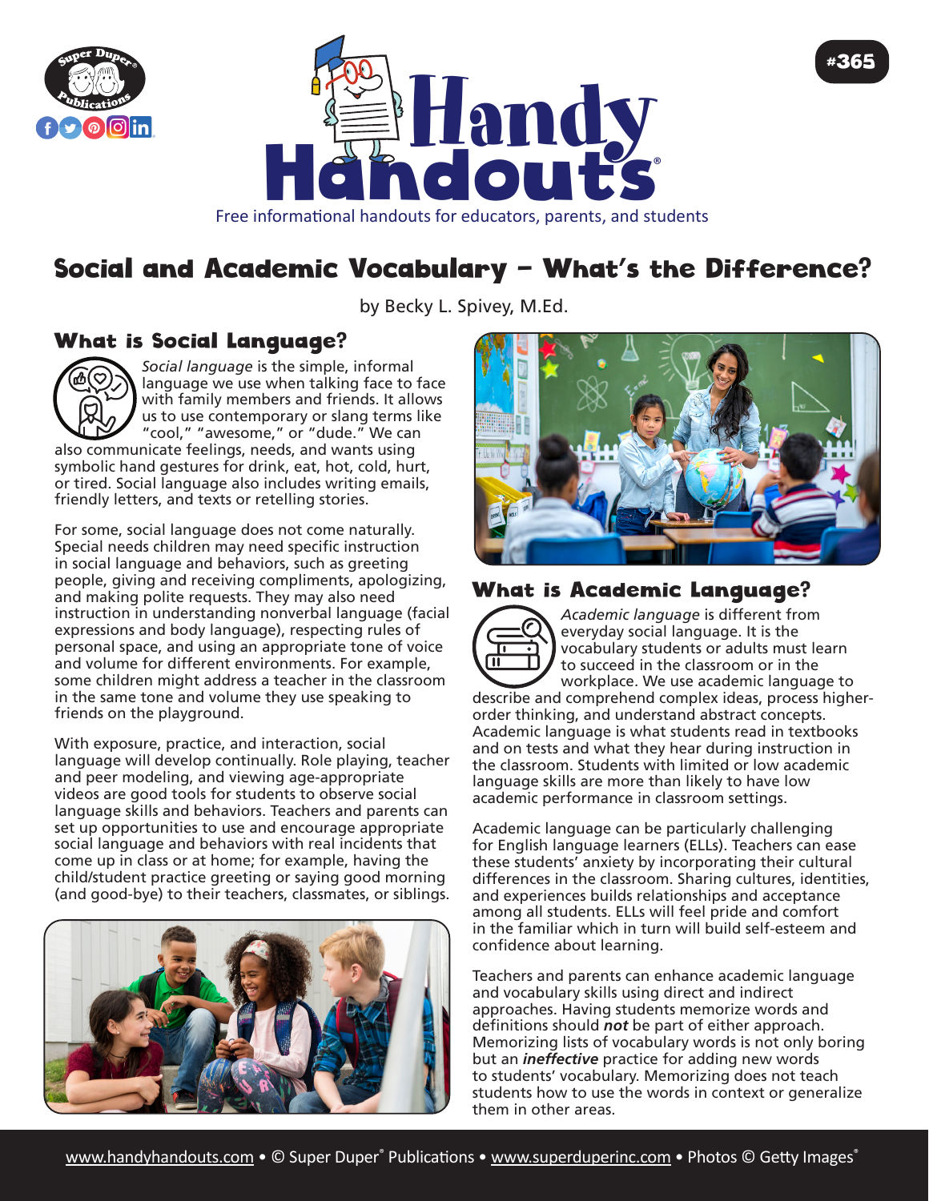# Social and Academic Vocabulary – What's the Difference?

by Becky L. Spivey, M.Ed.

## What is Social Language?

*Social language* is the simple, informal language we use when talking face to face with family members and friends. It allows us to use contemporary or slang terms like "cool," "awesome," or "dude." We can also communicate feelings, needs, and wants using symbolic hand gestures for drink, eat, hot, cold, hurt, or tired. Social language also includes writing emails, friendly letters, and texts or retelling stories.

For some, social language does not come naturally. Special needs children may need specific instruction in social language and behaviors, such as greeting people, giving and receiving compliments, apologizing, and making polite requests. They may also need instruction in understanding nonverbal language (facial expressions and body language), respecting rules of personal space, and using an appropriate tone of voice and volume for different environments. For example, some children might address a teacher in the classroom in the same tone and volume they use speaking to friends on the playground.

With exposure, practice, and interaction, social language will develop continually. Role playing, teacher and peer modeling, and viewing age-appropriate videos are good tools for students to observe social language skills and behaviors. Teachers and parents can set up opportunities to use and encourage appropriate social language and behaviors with real incidents that come up in class or at home; for example, having the child/student practice greeting or saying good morning (and good-bye) to their teachers, classmates, or siblings.

## What is Academic Language?

*Academic language* is different from everyday social language. It is the vocabulary students or adults must learn to succeed in the classroom or in the workplace. We use academic language to describe and comprehend complex ideas, process higher-order thinking, and understand abstract concepts. Academic language is what students read in textbooks and on tests and what they hear during instruction in the classroom. Students with limited or low academic language skills are more than likely to have low academic performance in classroom settings.

Academic language can be particularly challenging for English language learners (ELLs). Teachers can ease these students' anxiety by incorporating their cultural differences in the classroom. Sharing cultures, identities, and experiences builds relationships and acceptance among all students. ELLs will feel pride and comfort in the familiar which in turn will build self-esteem and confidence about learning.

Teachers and parents can enhance academic language and vocabulary skills using direct and indirect approaches. Having students memorize words and definitions should ***not*** be part of either approach. Memorizing lists of vocabulary words is not only boring but an ***ineffective*** practice for adding new words to students' vocabulary. Memorizing does not teach students how to use the words in context or generalize them in other areas.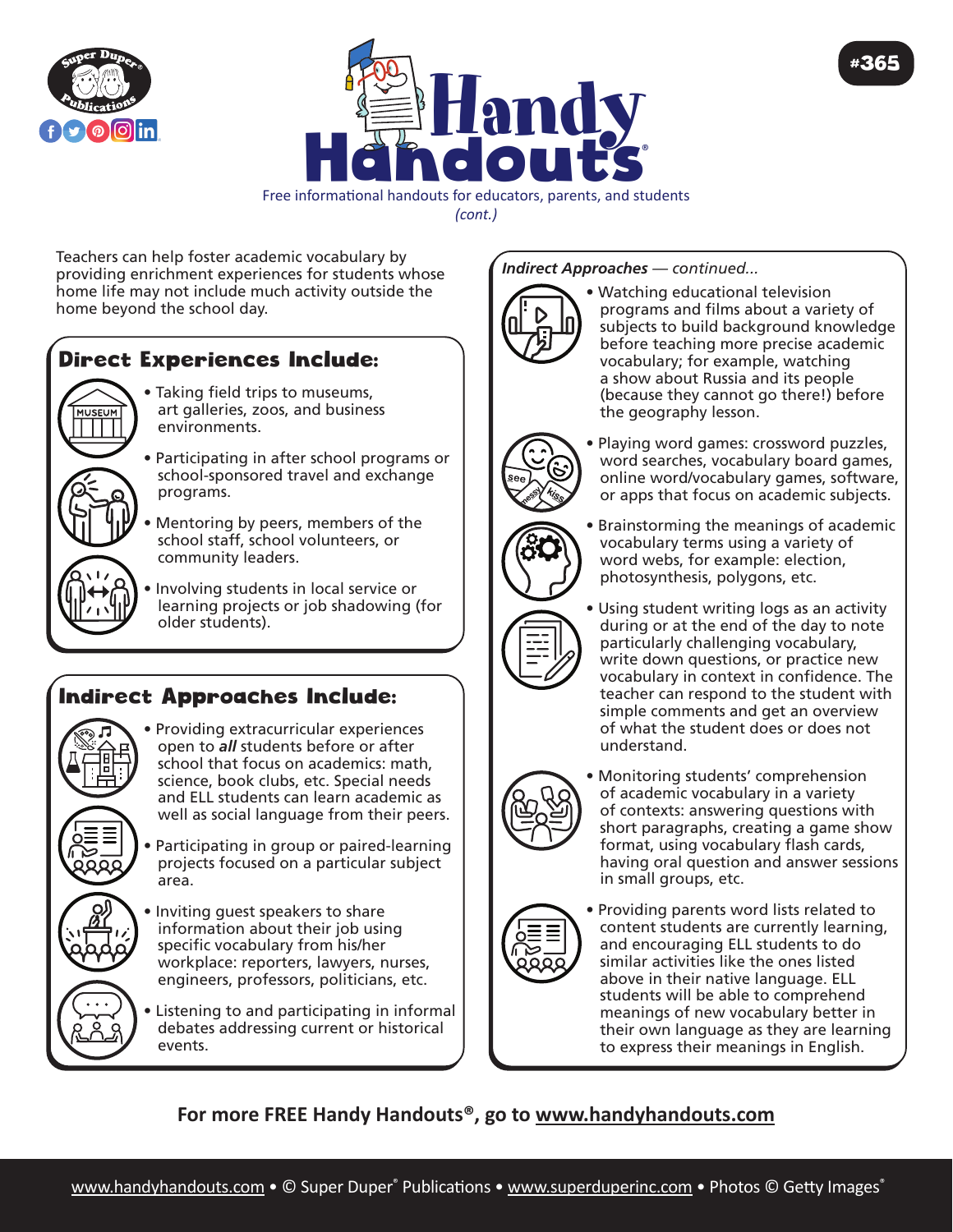*(cont.)*

Teachers can help foster academic vocabulary by providing enrichment experiences for students whose home life may not include much activity outside the home beyond the school day.

## Direct Experiences Include:

- Taking field trips to museums, art galleries, zoos, and business environments.
- Participating in after school programs or school-sponsored travel and exchange programs.
- Mentoring by peers, members of the school staff, school volunteers, or community leaders.
- Involving students in local service or learning projects or job shadowing (for older students).

## Indirect Approaches Include:

- Providing extracurricular experiences open to ***all*** students before or after school that focus on academics: math, science, book clubs, etc. Special needs and ELL students can learn academic as well as social language from their peers.
- Participating in group or paired-learning projects focused on a particular subject area.
- Inviting guest speakers to share information about their job using specific vocabulary from his/her workplace: reporters, lawyers, nurses, engineers, professors, politicians, etc.
- Listening to and participating in informal debates addressing current or historical events.

*Indirect Approaches — continued...*

- Watching educational television programs and films about a variety of subjects to build background knowledge before teaching more precise academic vocabulary; for example, watching a show about Russia and its people (because they cannot go there!) before the geography lesson.
- Playing word games: crossword puzzles, word searches, vocabulary board games, online word/vocabulary games, software, or apps that focus on academic subjects.
- Brainstorming the meanings of academic vocabulary terms using a variety of word webs, for example: election, photosynthesis, polygons, etc.
- Using student writing logs as an activity during or at the end of the day to note particularly challenging vocabulary, write down questions, or practice new vocabulary in context in confidence. The teacher can respond to the student with simple comments and get an overview of what the student does or does not understand.
- Monitoring students' comprehension of academic vocabulary in a variety of contexts: answering questions with short paragraphs, creating a game show format, using vocabulary flash cards, having oral question and answer sessions in small groups, etc.
- Providing parents word lists related to content students are currently learning, and encouraging ELL students to do similar activities like the ones listed above in their native language. ELL students will be able to comprehend meanings of new vocabulary better in their own language as they are learning to express their meanings in English.

**For more FREE Handy Handouts®, go to www.handyhandouts.com**